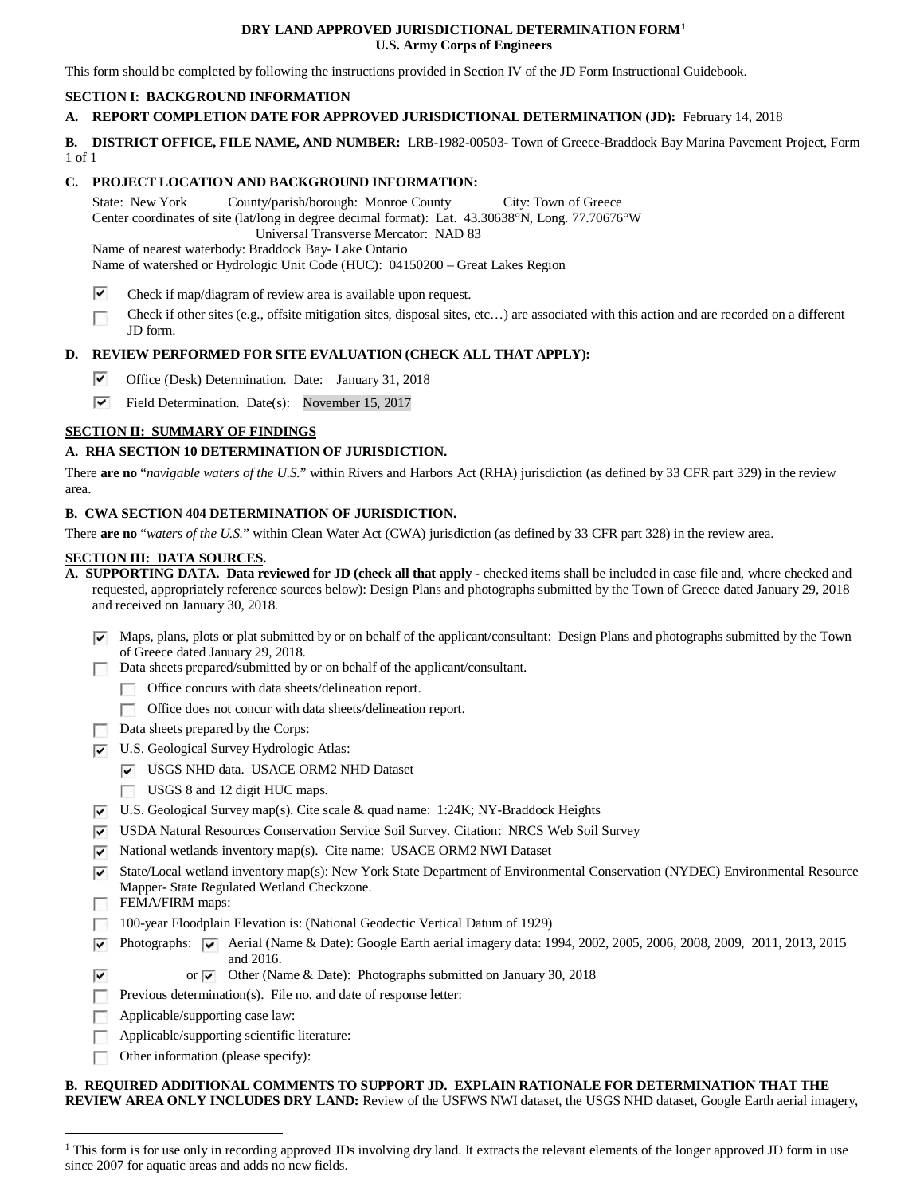# DRY LAND APPROVED JURISDICTIONAL DETERMINATION FORM[1]
## U.S. Army Corps of Engineers

This form should be completed by following the instructions provided in Section IV of the JD Form Instructional Guidebook.

## SECTION I: BACKGROUND INFORMATION

**A. REPORT COMPLETION DATE FOR APPROVED JURISDICTIONAL DETERMINATION (JD):** February 14, 2018

**B. DISTRICT OFFICE, FILE NAME, AND NUMBER:** LRB-1982-00503- Town of Greece-Braddock Bay Marina Pavement Project, Form 1 of 1

**C. PROJECT LOCATION AND BACKGROUND INFORMATION:**

State: New York County/parish/borough: Monroe County City: Town of Greece
Center coordinates of site (lat/long in degree decimal format): Lat. 43.30638°N, Long. 77.70676°W
Universal Transverse Mercator: NAD 83
Name of nearest waterbody: Braddock Bay- Lake Ontario
Name of watershed or Hydrologic Unit Code (HUC): 04150200 – Great Lakes Region

- [x] Check if map/diagram of review area is available upon request.
- [ ] Check if other sites (e.g., offsite mitigation sites, disposal sites, etc…) are associated with this action and are recorded on a different JD form.

**D. REVIEW PERFORMED FOR SITE EVALUATION (CHECK ALL THAT APPLY):**

- [x] Office (Desk) Determination. Date: January 31, 2018
- [x] Field Determination. Date(s): November 15, 2017

## SECTION II: SUMMARY OF FINDINGS

**A. RHA SECTION 10 DETERMINATION OF JURISDICTION.**

There **are no** "*navigable waters of the U.S.*" within Rivers and Harbors Act (RHA) jurisdiction (as defined by 33 CFR part 329) in the review area.

**B. CWA SECTION 404 DETERMINATION OF JURISDICTION.**

There **are no** "*waters of the U.S.*" within Clean Water Act (CWA) jurisdiction (as defined by 33 CFR part 328) in the review area.

## SECTION III: DATA SOURCES.

**A. SUPPORTING DATA. Data reviewed for JD (check all that apply -** checked items shall be included in case file and, where checked and requested, appropriately reference sources below): Design Plans and photographs submitted by the Town of Greece dated January 29, 2018 and received on January 30, 2018.

- [x] Maps, plans, plots or plat submitted by or on behalf of the applicant/consultant: Design Plans and photographs submitted by the Town of Greece dated January 29, 2018.
- [ ] Data sheets prepared/submitted by or on behalf of the applicant/consultant.
  - [ ] Office concurs with data sheets/delineation report.
  - [ ] Office does not concur with data sheets/delineation report.
- [ ] Data sheets prepared by the Corps:
- [x] U.S. Geological Survey Hydrologic Atlas:
  - [x] USGS NHD data. USACE ORM2 NHD Dataset
  - [ ] USGS 8 and 12 digit HUC maps.
- [x] U.S. Geological Survey map(s). Cite scale & quad name: 1:24K; NY-Braddock Heights
- [x] USDA Natural Resources Conservation Service Soil Survey. Citation: NRCS Web Soil Survey
- [x] National wetlands inventory map(s). Cite name: USACE ORM2 NWI Dataset
- [x] State/Local wetland inventory map(s): New York State Department of Environmental Conservation (NYDEC) Environmental Resource Mapper- State Regulated Wetland Checkzone.
- [ ] FEMA/FIRM maps:
- [ ] 100-year Floodplain Elevation is: (National Geodectic Vertical Datum of 1929)
- [x] Photographs: [x] Aerial (Name & Date): Google Earth aerial imagery data: 1994, 2002, 2005, 2006, 2008, 2009, 2011, 2013, 2015 and 2016.
- [x] or [x] Other (Name & Date): Photographs submitted on January 30, 2018
- [ ] Previous determination(s). File no. and date of response letter:
- [ ] Applicable/supporting case law:
- [ ] Applicable/supporting scientific literature:
- [ ] Other information (please specify):

**B. REQUIRED ADDITIONAL COMMENTS TO SUPPORT JD. EXPLAIN RATIONALE FOR DETERMINATION THAT THE REVIEW AREA ONLY INCLUDES DRY LAND:** Review of the USFWS NWI dataset, the USGS NHD dataset, Google Earth aerial imagery,

---

[1] This form is for use only in recording approved JDs involving dry land. It extracts the relevant elements of the longer approved JD form in use since 2007 for aquatic areas and adds no new fields.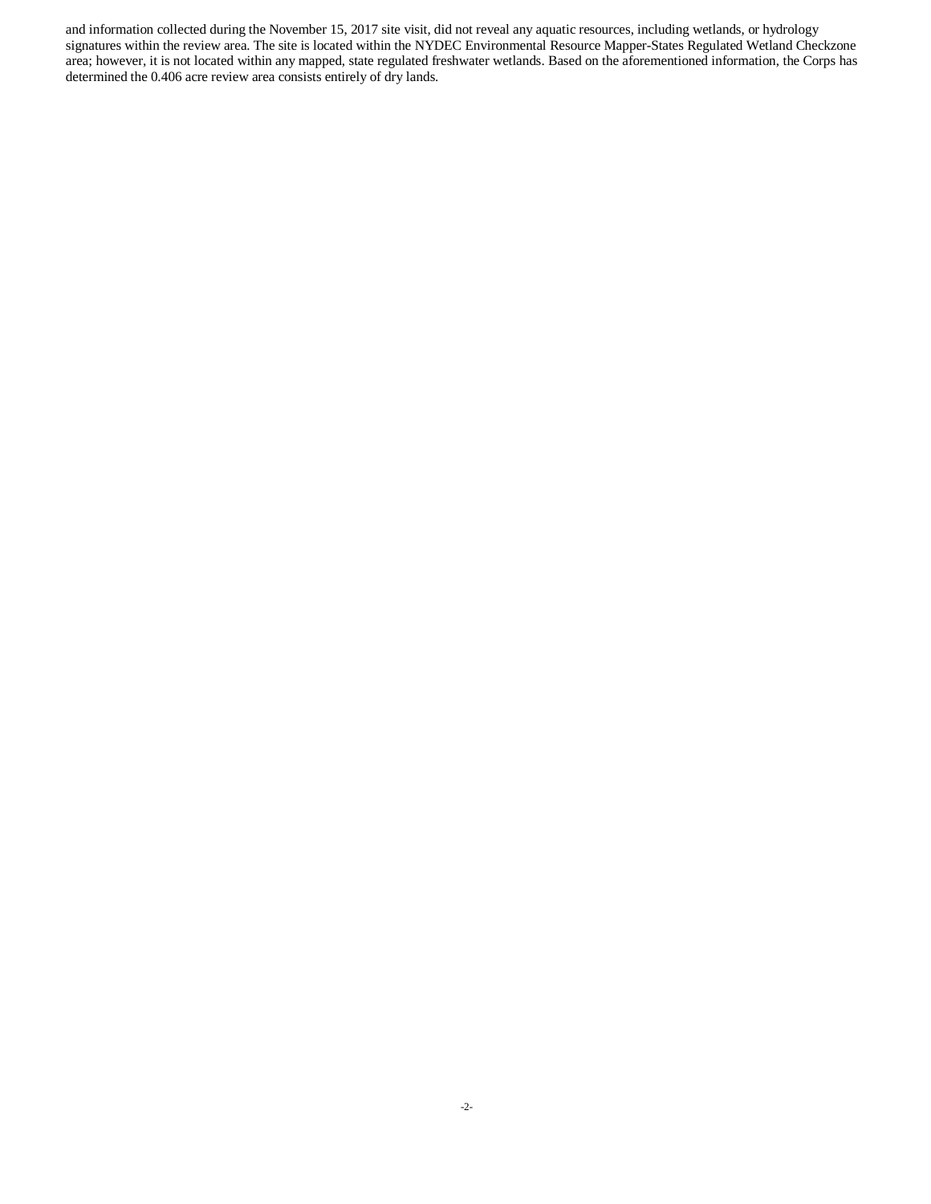and information collected during the November 15, 2017 site visit, did not reveal any aquatic resources, including wetlands, or hydrology signatures within the review area. The site is located within the NYDEC Environmental Resource Mapper-States Regulated Wetland Checkzone area; however, it is not located within any mapped, state regulated freshwater wetlands. Based on the aforementioned information, the Corps has determined the 0.406 acre review area consists entirely of dry lands.